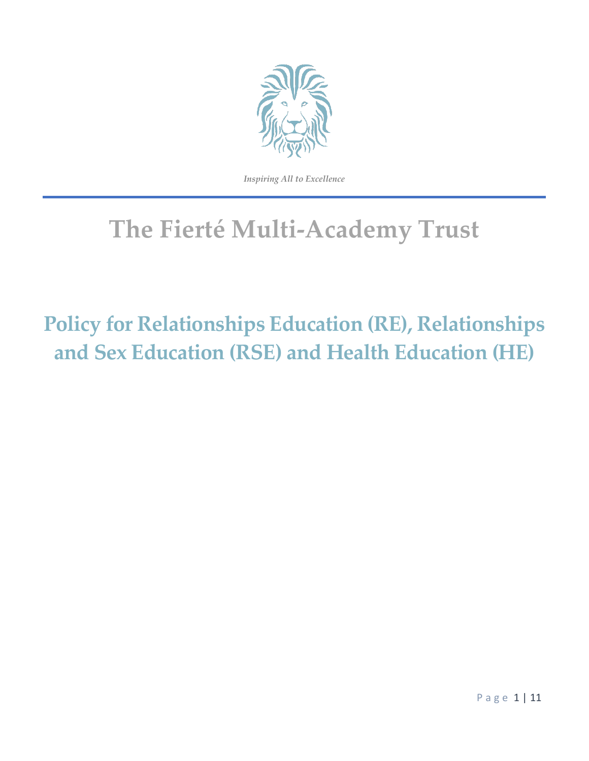*Inspiring All to Excellence*

# The Fierté Multi-Academy Trust

## Policy for Relationships Education (RE), Relationships and Sex Education (RSE) and Health Education (HE)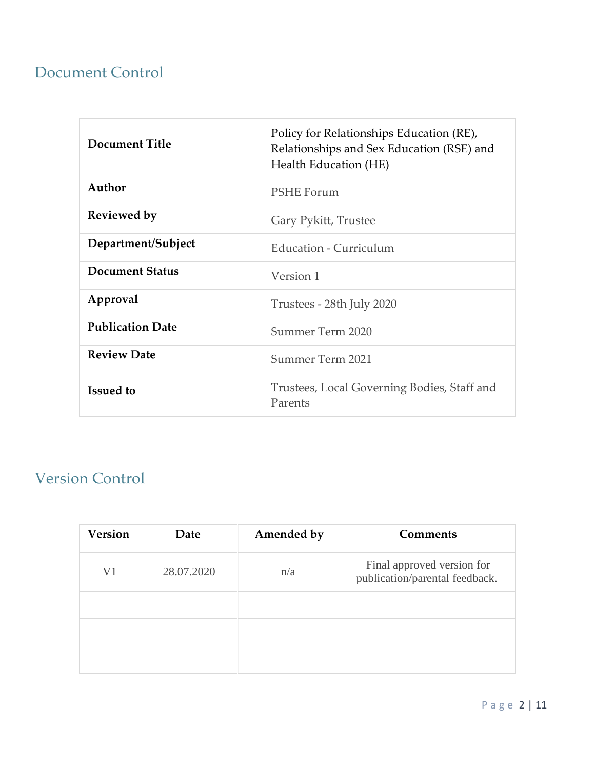## Document Control

| **Document Title** | Policy for Relationships Education (RE), Relationships and Sex Education (RSE) and Health Education (HE) |
|---|---|
| **Author** | PSHE Forum |
| **Reviewed by** | Gary Pykitt, Trustee |
| **Department/Subject** | Education - Curriculum |
| **Document Status** | Version 1 |
| **Approval** | Trustees - 28th July 2020 |
| **Publication Date** | Summer Term 2020 |
| **Review Date** | Summer Term 2021 |
| **Issued to** | Trustees, Local Governing Bodies, Staff and Parents |

## Version Control

| **Version** | **Date** | **Amended by** | **Comments** |
|---|---|---|---|
| V1 | 28.07.2020 | n/a | Final approved version for publication/parental feedback. |
| | | | |
| | | | |
| | | | |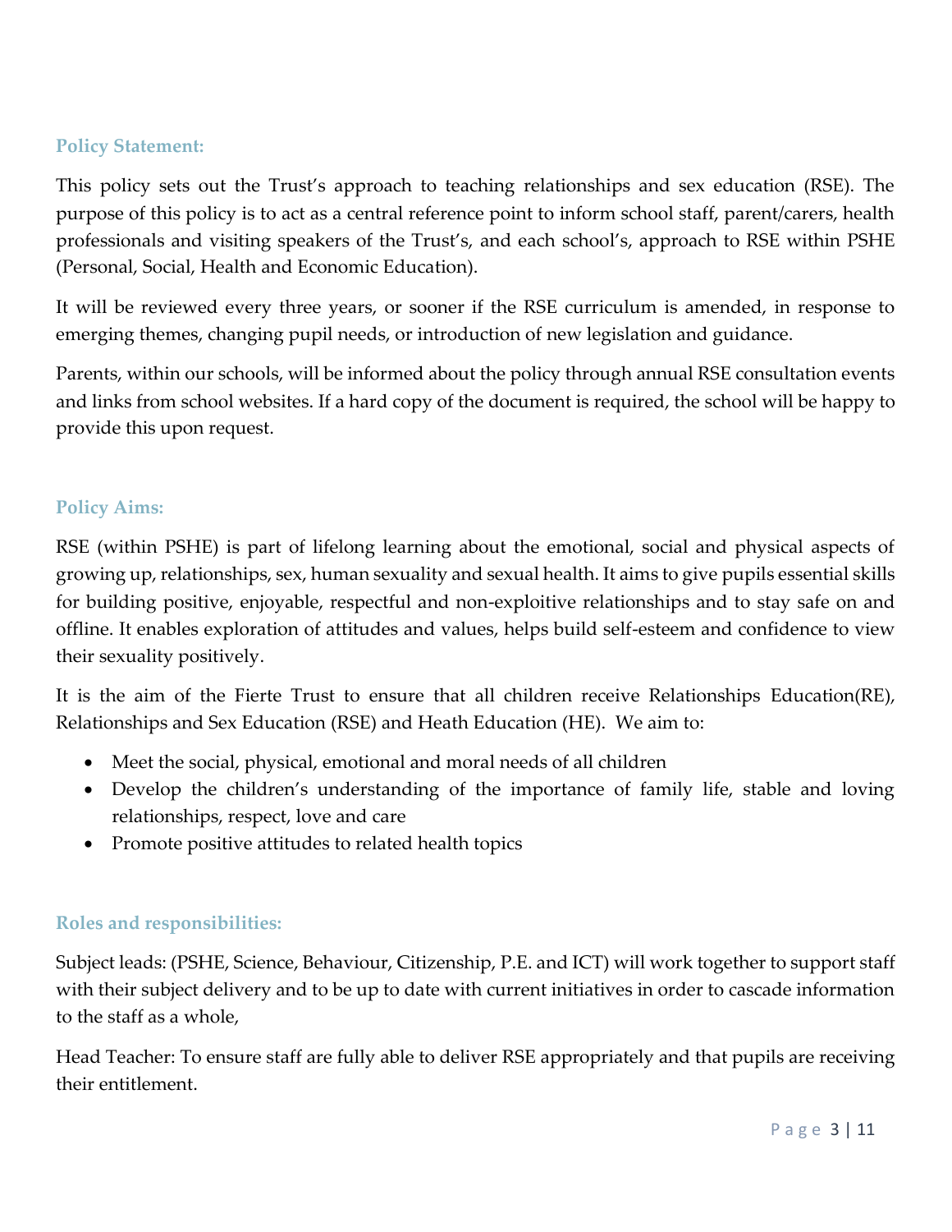## Policy Statement:

This policy sets out the Trust's approach to teaching relationships and sex education (RSE). The purpose of this policy is to act as a central reference point to inform school staff, parent/carers, health professionals and visiting speakers of the Trust's, and each school's, approach to RSE within PSHE (Personal, Social, Health and Economic Education).

It will be reviewed every three years, or sooner if the RSE curriculum is amended, in response to emerging themes, changing pupil needs, or introduction of new legislation and guidance.

Parents, within our schools, will be informed about the policy through annual RSE consultation events and links from school websites. If a hard copy of the document is required, the school will be happy to provide this upon request.

## Policy Aims:

RSE (within PSHE) is part of lifelong learning about the emotional, social and physical aspects of growing up, relationships, sex, human sexuality and sexual health. It aims to give pupils essential skills for building positive, enjoyable, respectful and non-exploitive relationships and to stay safe on and offline. It enables exploration of attitudes and values, helps build self-esteem and confidence to view their sexuality positively.

It is the aim of the Fierte Trust to ensure that all children receive Relationships Education(RE), Relationships and Sex Education (RSE) and Heath Education (HE). We aim to:

- Meet the social, physical, emotional and moral needs of all children
- Develop the children's understanding of the importance of family life, stable and loving relationships, respect, love and care
- Promote positive attitudes to related health topics

## Roles and responsibilities:

Subject leads: (PSHE, Science, Behaviour, Citizenship, P.E. and ICT) will work together to support staff with their subject delivery and to be up to date with current initiatives in order to cascade information to the staff as a whole,

Head Teacher: To ensure staff are fully able to deliver RSE appropriately and that pupils are receiving their entitlement.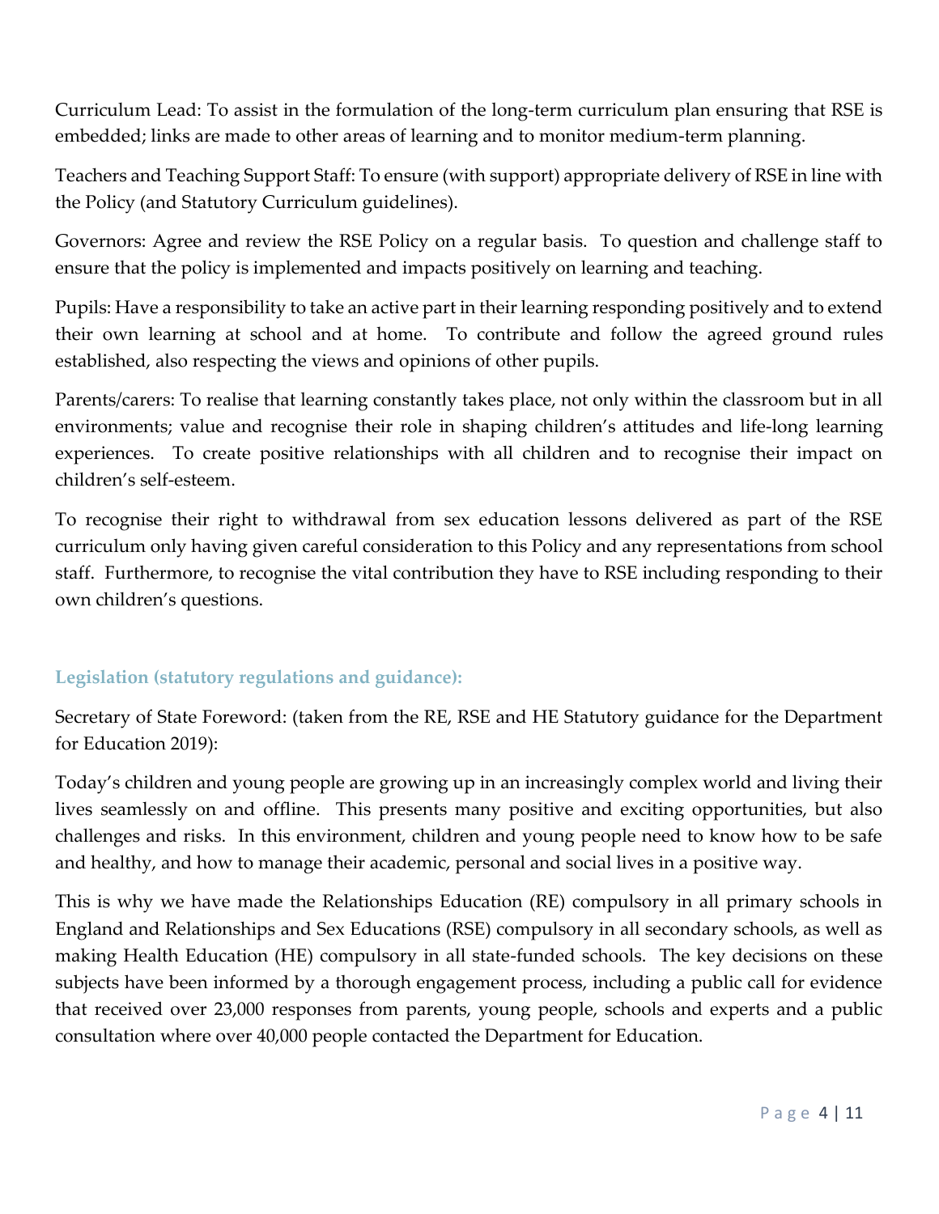Curriculum Lead: To assist in the formulation of the long-term curriculum plan ensuring that RSE is embedded; links are made to other areas of learning and to monitor medium-term planning.

Teachers and Teaching Support Staff: To ensure (with support) appropriate delivery of RSE in line with the Policy (and Statutory Curriculum guidelines).

Governors: Agree and review the RSE Policy on a regular basis. To question and challenge staff to ensure that the policy is implemented and impacts positively on learning and teaching.

Pupils: Have a responsibility to take an active part in their learning responding positively and to extend their own learning at school and at home. To contribute and follow the agreed ground rules established, also respecting the views and opinions of other pupils.

Parents/carers: To realise that learning constantly takes place, not only within the classroom but in all environments; value and recognise their role in shaping children's attitudes and life-long learning experiences. To create positive relationships with all children and to recognise their impact on children's self-esteem.

To recognise their right to withdrawal from sex education lessons delivered as part of the RSE curriculum only having given careful consideration to this Policy and any representations from school staff. Furthermore, to recognise the vital contribution they have to RSE including responding to their own children's questions.

### Legislation (statutory regulations and guidance):

Secretary of State Foreword: (taken from the RE, RSE and HE Statutory guidance for the Department for Education 2019):

Today's children and young people are growing up in an increasingly complex world and living their lives seamlessly on and offline. This presents many positive and exciting opportunities, but also challenges and risks. In this environment, children and young people need to know how to be safe and healthy, and how to manage their academic, personal and social lives in a positive way.

This is why we have made the Relationships Education (RE) compulsory in all primary schools in England and Relationships and Sex Educations (RSE) compulsory in all secondary schools, as well as making Health Education (HE) compulsory in all state-funded schools. The key decisions on these subjects have been informed by a thorough engagement process, including a public call for evidence that received over 23,000 responses from parents, young people, schools and experts and a public consultation where over 40,000 people contacted the Department for Education.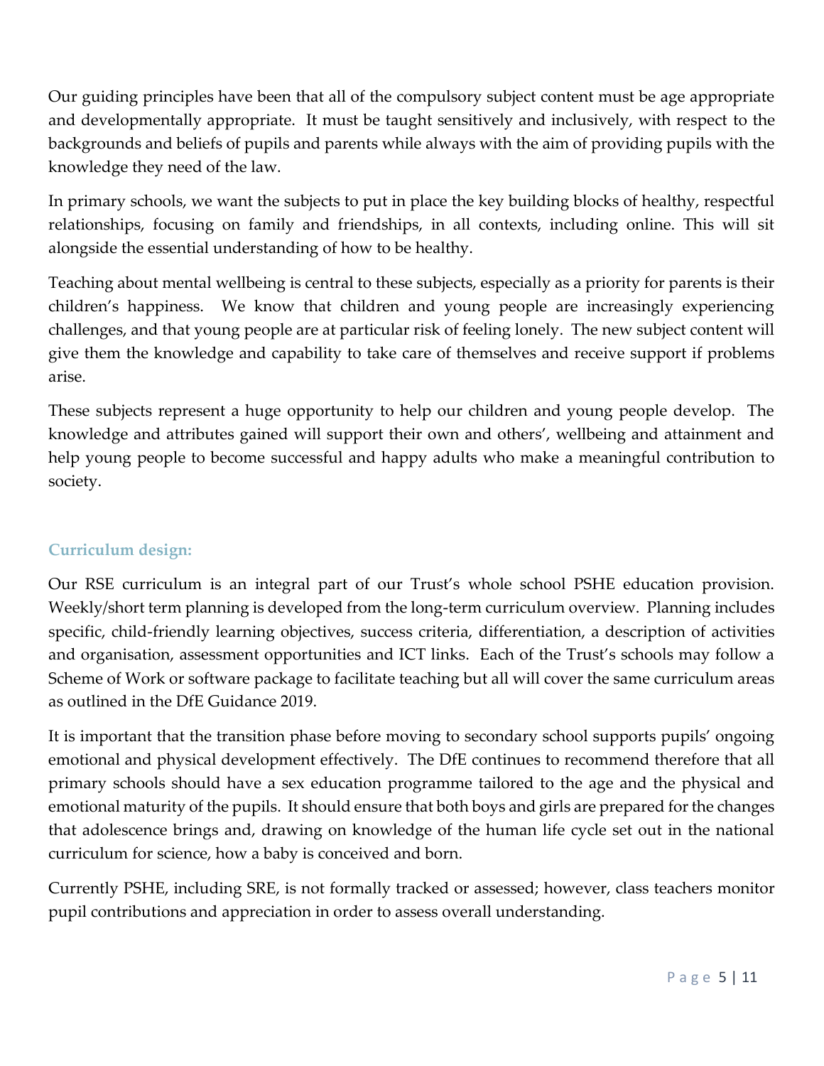Our guiding principles have been that all of the compulsory subject content must be age appropriate and developmentally appropriate. It must be taught sensitively and inclusively, with respect to the backgrounds and beliefs of pupils and parents while always with the aim of providing pupils with the knowledge they need of the law.

In primary schools, we want the subjects to put in place the key building blocks of healthy, respectful relationships, focusing on family and friendships, in all contexts, including online. This will sit alongside the essential understanding of how to be healthy.

Teaching about mental wellbeing is central to these subjects, especially as a priority for parents is their children's happiness. We know that children and young people are increasingly experiencing challenges, and that young people are at particular risk of feeling lonely. The new subject content will give them the knowledge and capability to take care of themselves and receive support if problems arise.

These subjects represent a huge opportunity to help our children and young people develop. The knowledge and attributes gained will support their own and others', wellbeing and attainment and help young people to become successful and happy adults who make a meaningful contribution to society.

## Curriculum design:

Our RSE curriculum is an integral part of our Trust's whole school PSHE education provision. Weekly/short term planning is developed from the long-term curriculum overview. Planning includes specific, child-friendly learning objectives, success criteria, differentiation, a description of activities and organisation, assessment opportunities and ICT links. Each of the Trust's schools may follow a Scheme of Work or software package to facilitate teaching but all will cover the same curriculum areas as outlined in the DfE Guidance 2019.

It is important that the transition phase before moving to secondary school supports pupils' ongoing emotional and physical development effectively. The DfE continues to recommend therefore that all primary schools should have a sex education programme tailored to the age and the physical and emotional maturity of the pupils. It should ensure that both boys and girls are prepared for the changes that adolescence brings and, drawing on knowledge of the human life cycle set out in the national curriculum for science, how a baby is conceived and born.

Currently PSHE, including SRE, is not formally tracked or assessed; however, class teachers monitor pupil contributions and appreciation in order to assess overall understanding.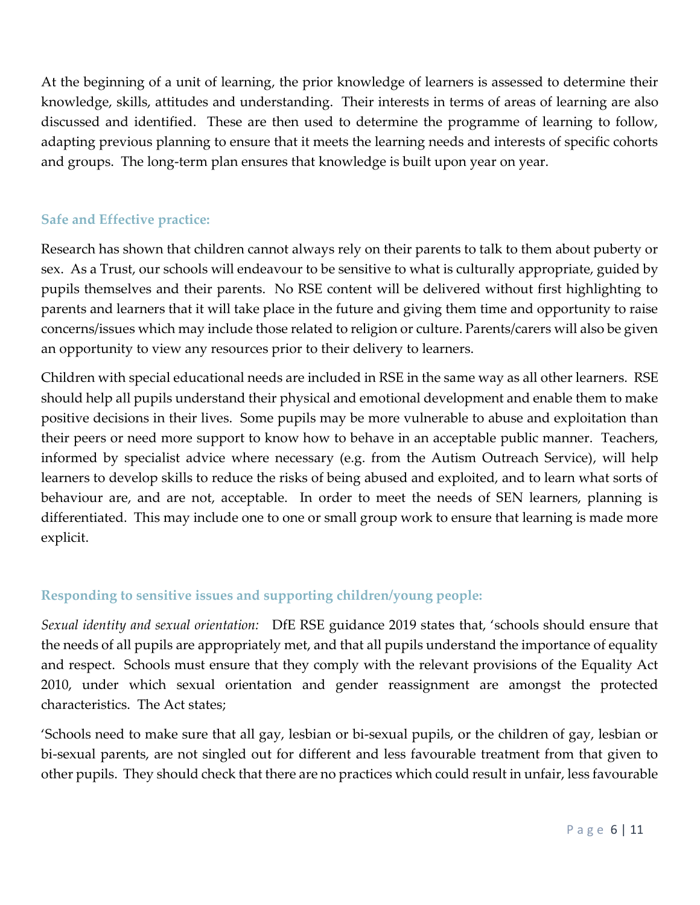At the beginning of a unit of learning, the prior knowledge of learners is assessed to determine their knowledge, skills, attitudes and understanding. Their interests in terms of areas of learning are also discussed and identified. These are then used to determine the programme of learning to follow, adapting previous planning to ensure that it meets the learning needs and interests of specific cohorts and groups. The long-term plan ensures that knowledge is built upon year on year.

### Safe and Effective practice:

Research has shown that children cannot always rely on their parents to talk to them about puberty or sex. As a Trust, our schools will endeavour to be sensitive to what is culturally appropriate, guided by pupils themselves and their parents. No RSE content will be delivered without first highlighting to parents and learners that it will take place in the future and giving them time and opportunity to raise concerns/issues which may include those related to religion or culture. Parents/carers will also be given an opportunity to view any resources prior to their delivery to learners.

Children with special educational needs are included in RSE in the same way as all other learners. RSE should help all pupils understand their physical and emotional development and enable them to make positive decisions in their lives. Some pupils may be more vulnerable to abuse and exploitation than their peers or need more support to know how to behave in an acceptable public manner. Teachers, informed by specialist advice where necessary (e.g. from the Autism Outreach Service), will help learners to develop skills to reduce the risks of being abused and exploited, and to learn what sorts of behaviour are, and are not, acceptable. In order to meet the needs of SEN learners, planning is differentiated. This may include one to one or small group work to ensure that learning is made more explicit.

### Responding to sensitive issues and supporting children/young people:

*Sexual identity and sexual orientation:* DfE RSE guidance 2019 states that, 'schools should ensure that the needs of all pupils are appropriately met, and that all pupils understand the importance of equality and respect. Schools must ensure that they comply with the relevant provisions of the Equality Act 2010, under which sexual orientation and gender reassignment are amongst the protected characteristics. The Act states;

'Schools need to make sure that all gay, lesbian or bi-sexual pupils, or the children of gay, lesbian or bi-sexual parents, are not singled out for different and less favourable treatment from that given to other pupils. They should check that there are no practices which could result in unfair, less favourable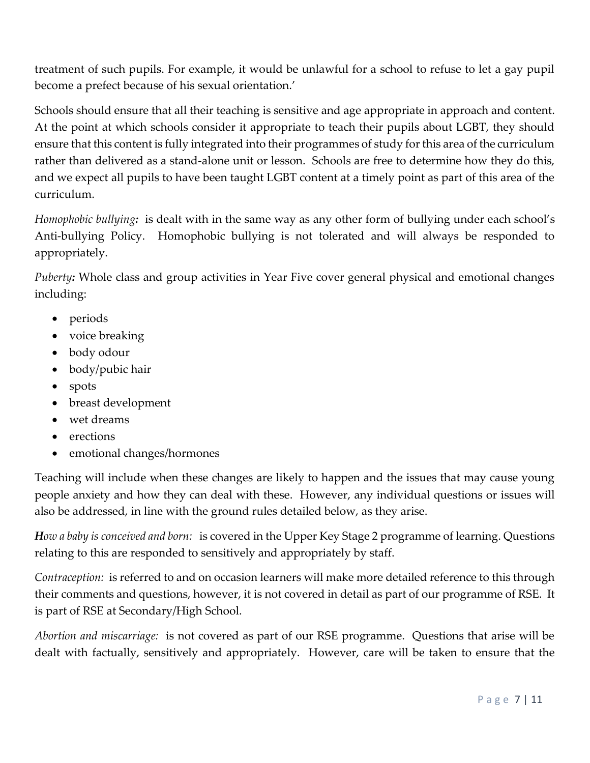treatment of such pupils. For example, it would be unlawful for a school to refuse to let a gay pupil become a prefect because of his sexual orientation.'

Schools should ensure that all their teaching is sensitive and age appropriate in approach and content. At the point at which schools consider it appropriate to teach their pupils about LGBT, they should ensure that this content is fully integrated into their programmes of study for this area of the curriculum rather than delivered as a stand-alone unit or lesson. Schools are free to determine how they do this, and we expect all pupils to have been taught LGBT content at a timely point as part of this area of the curriculum.

*Homophobic bullying:* is dealt with in the same way as any other form of bullying under each school's Anti-bullying Policy. Homophobic bullying is not tolerated and will always be responded to appropriately.

*Puberty:* Whole class and group activities in Year Five cover general physical and emotional changes including:

- periods
- voice breaking
- body odour
- body/pubic hair
- spots
- breast development
- wet dreams
- erections
- emotional changes/hormones

Teaching will include when these changes are likely to happen and the issues that may cause young people anxiety and how they can deal with these. However, any individual questions or issues will also be addressed, in line with the ground rules detailed below, as they arise.

***H**ow a baby is conceived and born:* is covered in the Upper Key Stage 2 programme of learning. Questions relating to this are responded to sensitively and appropriately by staff.

*Contraception:* is referred to and on occasion learners will make more detailed reference to this through their comments and questions, however, it is not covered in detail as part of our programme of RSE. It is part of RSE at Secondary/High School.

*Abortion and miscarriage:* is not covered as part of our RSE programme. Questions that arise will be dealt with factually, sensitively and appropriately. However, care will be taken to ensure that the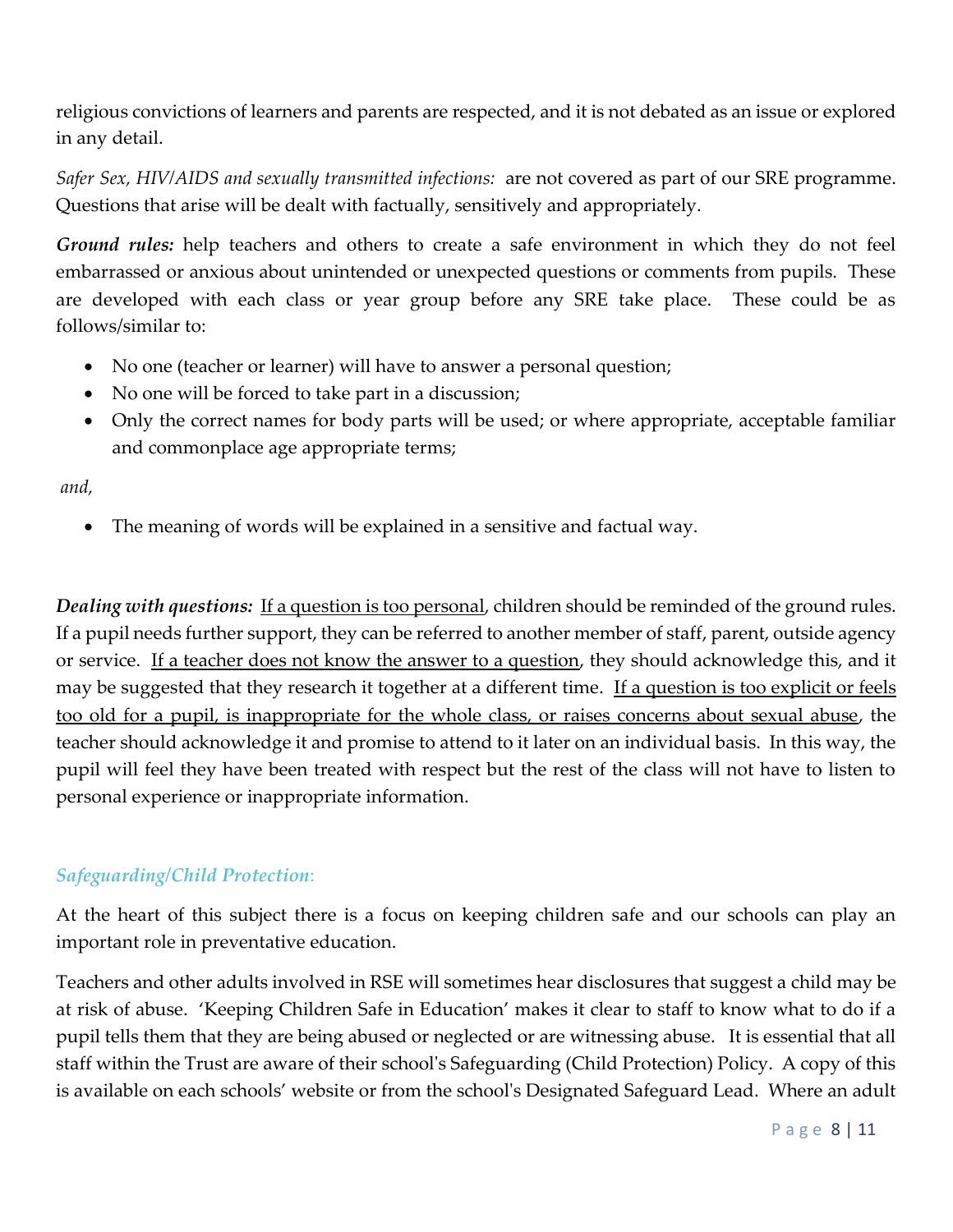religious convictions of learners and parents are respected, and it is not debated as an issue or explored in any detail.

*Safer Sex, HIV/AIDS and sexually transmitted infections:* are not covered as part of our SRE programme. Questions that arise will be dealt with factually, sensitively and appropriately.

***Ground rules:*** help teachers and others to create a safe environment in which they do not feel embarrassed or anxious about unintended or unexpected questions or comments from pupils. These are developed with each class or year group before any SRE take place. These could be as follows/similar to:

- No one (teacher or learner) will have to answer a personal question;
- No one will be forced to take part in a discussion;
- Only the correct names for body parts will be used; or where appropriate, acceptable familiar and commonplace age appropriate terms;

*and,*

- The meaning of words will be explained in a sensitive and factual way.

***Dealing with questions:*** <u>If a question is too personal</u>, children should be reminded of the ground rules. If a pupil needs further support, they can be referred to another member of staff, parent, outside agency or service. <u>If a teacher does not know the answer to a question</u>, they should acknowledge this, and it may be suggested that they research it together at a different time. <u>If a question is too explicit or feels too old for a pupil, is inappropriate for the whole class, or raises concerns about sexual abuse</u>, the teacher should acknowledge it and promise to attend to it later on an individual basis. In this way, the pupil will feel they have been treated with respect but the rest of the class will not have to listen to personal experience or inappropriate information.

### *Safeguarding/Child Protection*:

At the heart of this subject there is a focus on keeping children safe and our schools can play an important role in preventative education.

Teachers and other adults involved in RSE will sometimes hear disclosures that suggest a child may be at risk of abuse. 'Keeping Children Safe in Education' makes it clear to staff to know what to do if a pupil tells them that they are being abused or neglected or are witnessing abuse. It is essential that all staff within the Trust are aware of their school's Safeguarding (Child Protection) Policy. A copy of this is available on each schools' website or from the school's Designated Safeguard Lead. Where an adult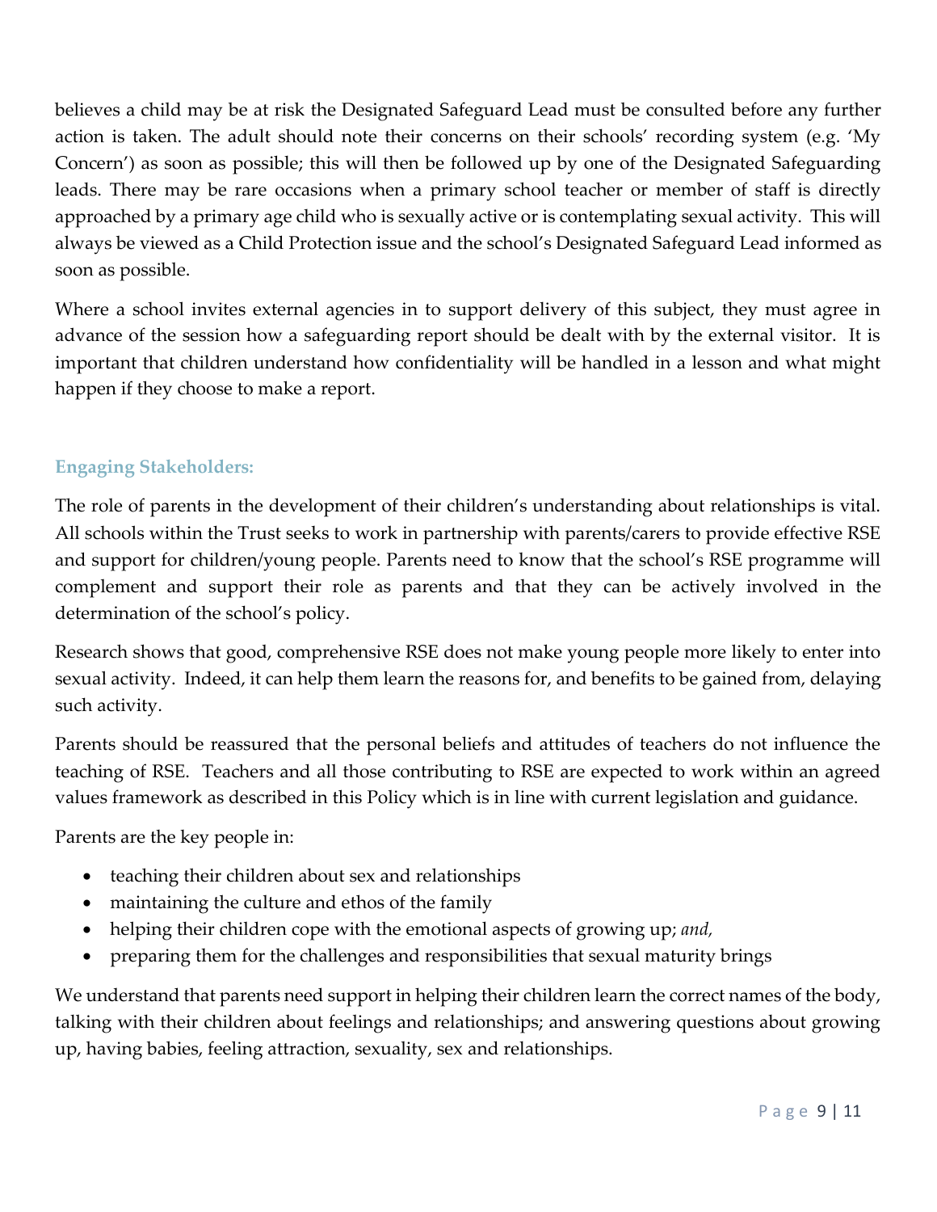believes a child may be at risk the Designated Safeguard Lead must be consulted before any further action is taken. The adult should note their concerns on their schools' recording system (e.g. 'My Concern') as soon as possible; this will then be followed up by one of the Designated Safeguarding leads. There may be rare occasions when a primary school teacher or member of staff is directly approached by a primary age child who is sexually active or is contemplating sexual activity. This will always be viewed as a Child Protection issue and the school's Designated Safeguard Lead informed as soon as possible.

Where a school invites external agencies in to support delivery of this subject, they must agree in advance of the session how a safeguarding report should be dealt with by the external visitor. It is important that children understand how confidentiality will be handled in a lesson and what might happen if they choose to make a report.

### Engaging Stakeholders:

The role of parents in the development of their children's understanding about relationships is vital. All schools within the Trust seeks to work in partnership with parents/carers to provide effective RSE and support for children/young people. Parents need to know that the school's RSE programme will complement and support their role as parents and that they can be actively involved in the determination of the school's policy.

Research shows that good, comprehensive RSE does not make young people more likely to enter into sexual activity. Indeed, it can help them learn the reasons for, and benefits to be gained from, delaying such activity.

Parents should be reassured that the personal beliefs and attitudes of teachers do not influence the teaching of RSE. Teachers and all those contributing to RSE are expected to work within an agreed values framework as described in this Policy which is in line with current legislation and guidance.

Parents are the key people in:

- teaching their children about sex and relationships
- maintaining the culture and ethos of the family
- helping their children cope with the emotional aspects of growing up; *and,*
- preparing them for the challenges and responsibilities that sexual maturity brings

We understand that parents need support in helping their children learn the correct names of the body, talking with their children about feelings and relationships; and answering questions about growing up, having babies, feeling attraction, sexuality, sex and relationships.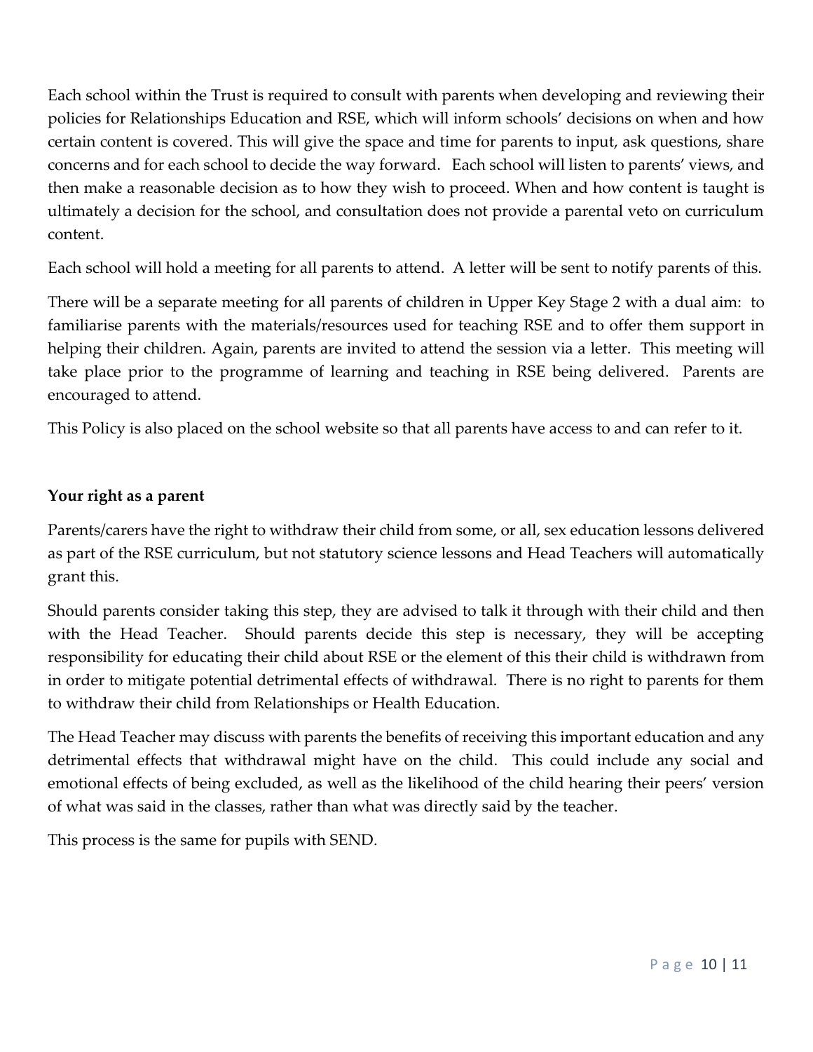Each school within the Trust is required to consult with parents when developing and reviewing their policies for Relationships Education and RSE, which will inform schools' decisions on when and how certain content is covered. This will give the space and time for parents to input, ask questions, share concerns and for each school to decide the way forward. Each school will listen to parents' views, and then make a reasonable decision as to how they wish to proceed. When and how content is taught is ultimately a decision for the school, and consultation does not provide a parental veto on curriculum content.

Each school will hold a meeting for all parents to attend. A letter will be sent to notify parents of this.

There will be a separate meeting for all parents of children in Upper Key Stage 2 with a dual aim: to familiarise parents with the materials/resources used for teaching RSE and to offer them support in helping their children. Again, parents are invited to attend the session via a letter. This meeting will take place prior to the programme of learning and teaching in RSE being delivered. Parents are encouraged to attend.

This Policy is also placed on the school website so that all parents have access to and can refer to it.

**Your right as a parent**

Parents/carers have the right to withdraw their child from some, or all, sex education lessons delivered as part of the RSE curriculum, but not statutory science lessons and Head Teachers will automatically grant this.

Should parents consider taking this step, they are advised to talk it through with their child and then with the Head Teacher. Should parents decide this step is necessary, they will be accepting responsibility for educating their child about RSE or the element of this their child is withdrawn from in order to mitigate potential detrimental effects of withdrawal. There is no right to parents for them to withdraw their child from Relationships or Health Education.

The Head Teacher may discuss with parents the benefits of receiving this important education and any detrimental effects that withdrawal might have on the child. This could include any social and emotional effects of being excluded, as well as the likelihood of the child hearing their peers' version of what was said in the classes, rather than what was directly said by the teacher.

This process is the same for pupils with SEND.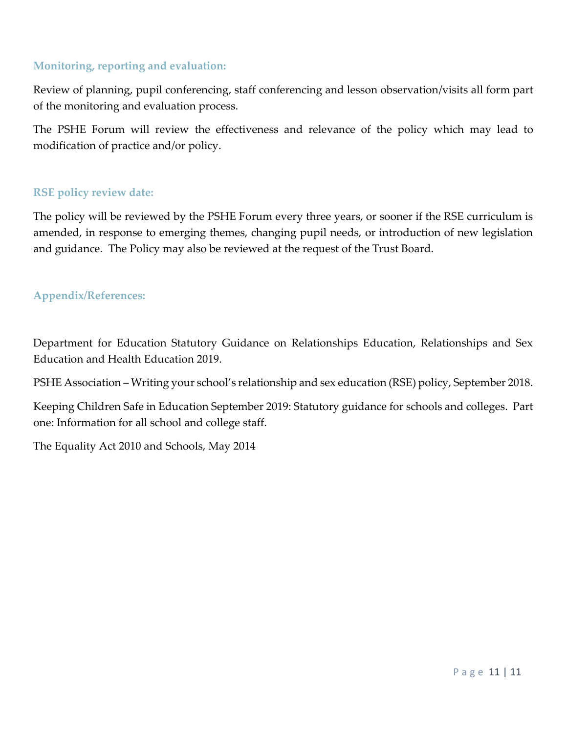### Monitoring, reporting and evaluation:

Review of planning, pupil conferencing, staff conferencing and lesson observation/visits all form part of the monitoring and evaluation process.

The PSHE Forum will review the effectiveness and relevance of the policy which may lead to modification of practice and/or policy.

### RSE policy review date:

The policy will be reviewed by the PSHE Forum every three years, or sooner if the RSE curriculum is amended, in response to emerging themes, changing pupil needs, or introduction of new legislation and guidance. The Policy may also be reviewed at the request of the Trust Board.

### Appendix/References:

Department for Education Statutory Guidance on Relationships Education, Relationships and Sex Education and Health Education 2019.

PSHE Association – Writing your school's relationship and sex education (RSE) policy, September 2018.

Keeping Children Safe in Education September 2019: Statutory guidance for schools and colleges. Part one: Information for all school and college staff.

The Equality Act 2010 and Schools, May 2014